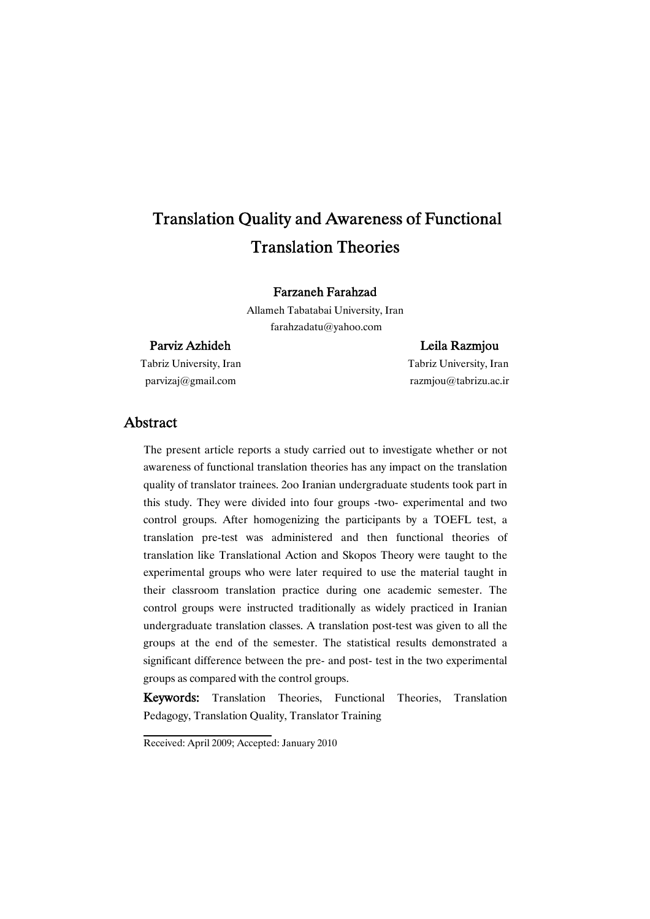# Translation Quality and Awareness of Functional Translation Theories

**Farzaneh Farahzad**
Allameh Tabatabai University, Iran
farahzadatu@yahoo.com

**Parviz Azhideh**
Tabriz University, Iran
parvizaj@gmail.com

**Leila Razmjou**
Tabriz University, Iran
razmjou@tabrizu.ac.ir

## Abstract

The present article reports a study carried out to investigate whether or not awareness of functional translation theories has any impact on the translation quality of translator trainees. 2oo Iranian undergraduate students took part in this study. They were divided into four groups -two- experimental and two control groups. After homogenizing the participants by a TOEFL test, a translation pre-test was administered and then functional theories of translation like Translational Action and Skopos Theory were taught to the experimental groups who were later required to use the material taught in their classroom translation practice during one academic semester. The control groups were instructed traditionally as widely practiced in Iranian undergraduate translation classes. A translation post-test was given to all the groups at the end of the semester. The statistical results demonstrated a significant difference between the pre- and post- test in the two experimental groups as compared with the control groups.

**Keywords:** Translation Theories, Functional Theories, Translation Pedagogy, Translation Quality, Translator Training

Received: April 2009; Accepted: January 2010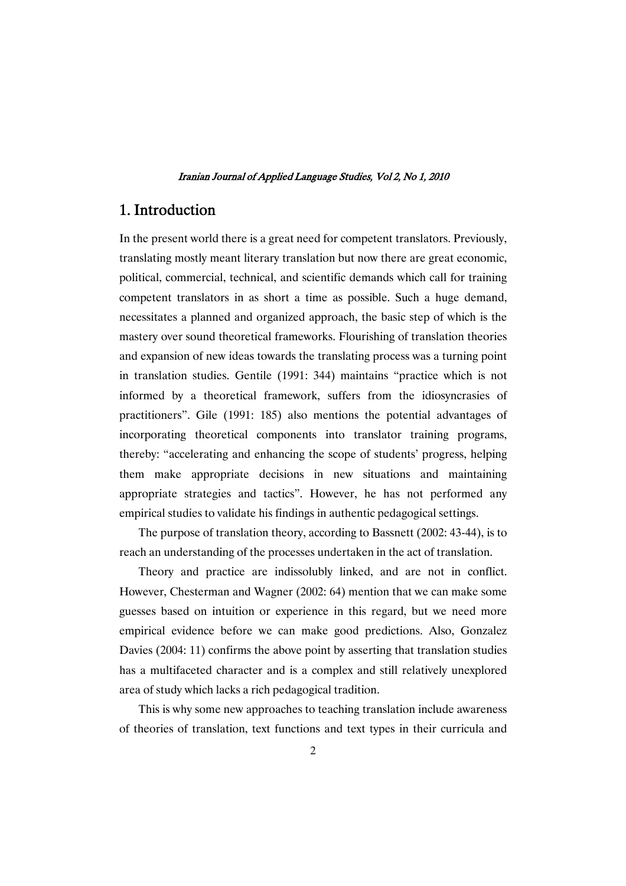## 1. Introduction

In the present world there is a great need for competent translators. Previously, translating mostly meant literary translation but now there are great economic, political, commercial, technical, and scientific demands which call for training competent translators in as short a time as possible. Such a huge demand, necessitates a planned and organized approach, the basic step of which is the mastery over sound theoretical frameworks. Flourishing of translation theories and expansion of new ideas towards the translating process was a turning point in translation studies. Gentile (1991: 344) maintains "practice which is not informed by a theoretical framework, suffers from the idiosyncrasies of practitioners". Gile (1991: 185) also mentions the potential advantages of incorporating theoretical components into translator training programs, thereby: "accelerating and enhancing the scope of students' progress, helping them make appropriate decisions in new situations and maintaining appropriate strategies and tactics". However, he has not performed any empirical studies to validate his findings in authentic pedagogical settings.

The purpose of translation theory, according to Bassnett (2002: 43-44), is to reach an understanding of the processes undertaken in the act of translation.

Theory and practice are indissolubly linked, and are not in conflict. However, Chesterman and Wagner (2002: 64) mention that we can make some guesses based on intuition or experience in this regard, but we need more empirical evidence before we can make good predictions. Also, Gonzalez Davies (2004: 11) confirms the above point by asserting that translation studies has a multifaceted character and is a complex and still relatively unexplored area of study which lacks a rich pedagogical tradition.

This is why some new approaches to teaching translation include awareness of theories of translation, text functions and text types in their curricula and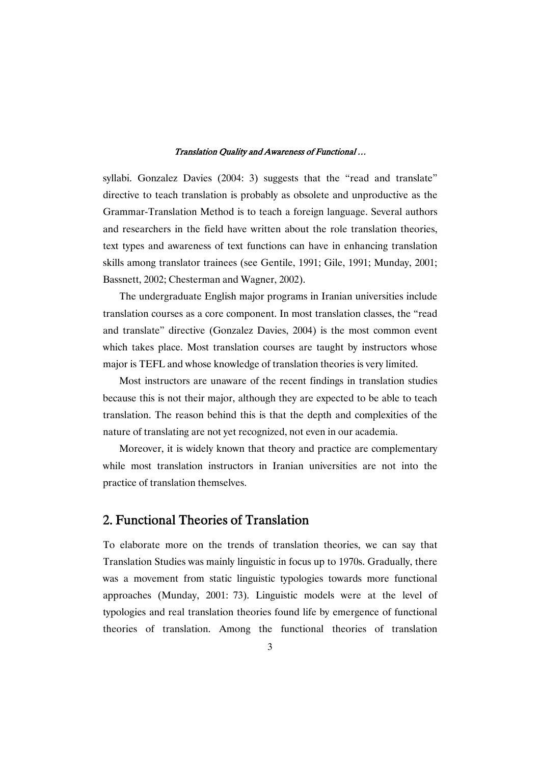syllabi. Gonzalez Davies (2004: 3) suggests that the "read and translate" directive to teach translation is probably as obsolete and unproductive as the Grammar-Translation Method is to teach a foreign language. Several authors and researchers in the field have written about the role translation theories, text types and awareness of text functions can have in enhancing translation skills among translator trainees (see Gentile, 1991; Gile, 1991; Munday, 2001; Bassnett, 2002; Chesterman and Wagner, 2002).

The undergraduate English major programs in Iranian universities include translation courses as a core component. In most translation classes, the "read and translate" directive (Gonzalez Davies, 2004) is the most common event which takes place. Most translation courses are taught by instructors whose major is TEFL and whose knowledge of translation theories is very limited.

Most instructors are unaware of the recent findings in translation studies because this is not their major, although they are expected to be able to teach translation. The reason behind this is that the depth and complexities of the nature of translating are not yet recognized, not even in our academia.

Moreover, it is widely known that theory and practice are complementary while most translation instructors in Iranian universities are not into the practice of translation themselves.

## 2. Functional Theories of Translation

To elaborate more on the trends of translation theories, we can say that Translation Studies was mainly linguistic in focus up to 1970s. Gradually, there was a movement from static linguistic typologies towards more functional approaches (Munday, 2001: 73). Linguistic models were at the level of typologies and real translation theories found life by emergence of functional theories of translation. Among the functional theories of translation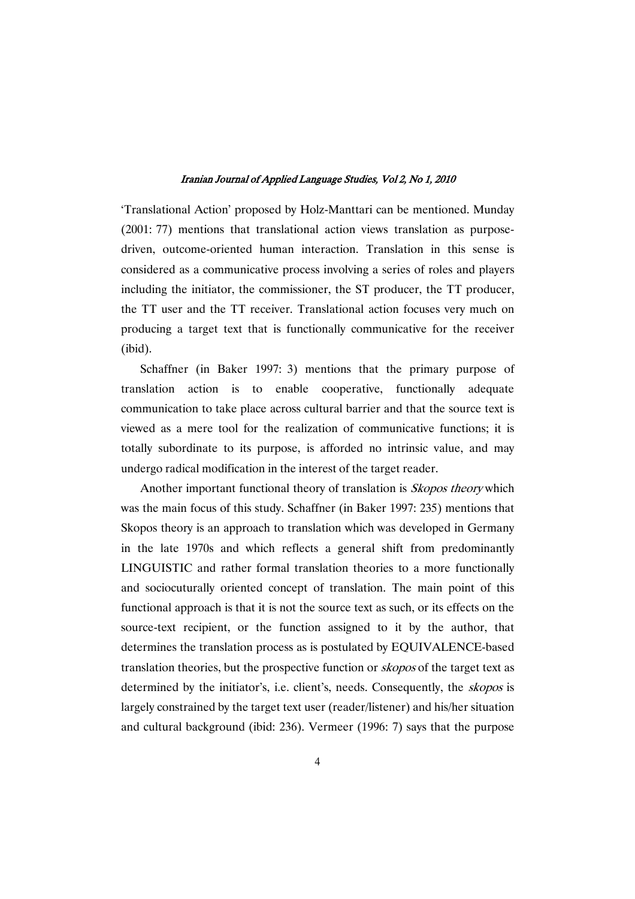'Translational Action' proposed by Holz-Manttari can be mentioned. Munday (2001: 77) mentions that translational action views translation as purpose-driven, outcome-oriented human interaction. Translation in this sense is considered as a communicative process involving a series of roles and players including the initiator, the commissioner, the ST producer, the TT producer, the TT user and the TT receiver. Translational action focuses very much on producing a target text that is functionally communicative for the receiver (ibid).

Schaffner (in Baker 1997: 3) mentions that the primary purpose of translation action is to enable cooperative, functionally adequate communication to take place across cultural barrier and that the source text is viewed as a mere tool for the realization of communicative functions; it is totally subordinate to its purpose, is afforded no intrinsic value, and may undergo radical modification in the interest of the target reader.

Another important functional theory of translation is *Skopos theory* which was the main focus of this study. Schaffner (in Baker 1997: 235) mentions that Skopos theory is an approach to translation which was developed in Germany in the late 1970s and which reflects a general shift from predominantly LINGUISTIC and rather formal translation theories to a more functionally and sociocuturally oriented concept of translation. The main point of this functional approach is that it is not the source text as such, or its effects on the source-text recipient, or the function assigned to it by the author, that determines the translation process as is postulated by EQUIVALENCE-based translation theories, but the prospective function or *skopos* of the target text as determined by the initiator's, i.e. client's, needs. Consequently, the *skopos* is largely constrained by the target text user (reader/listener) and his/her situation and cultural background (ibid: 236). Vermeer (1996: 7) says that the purpose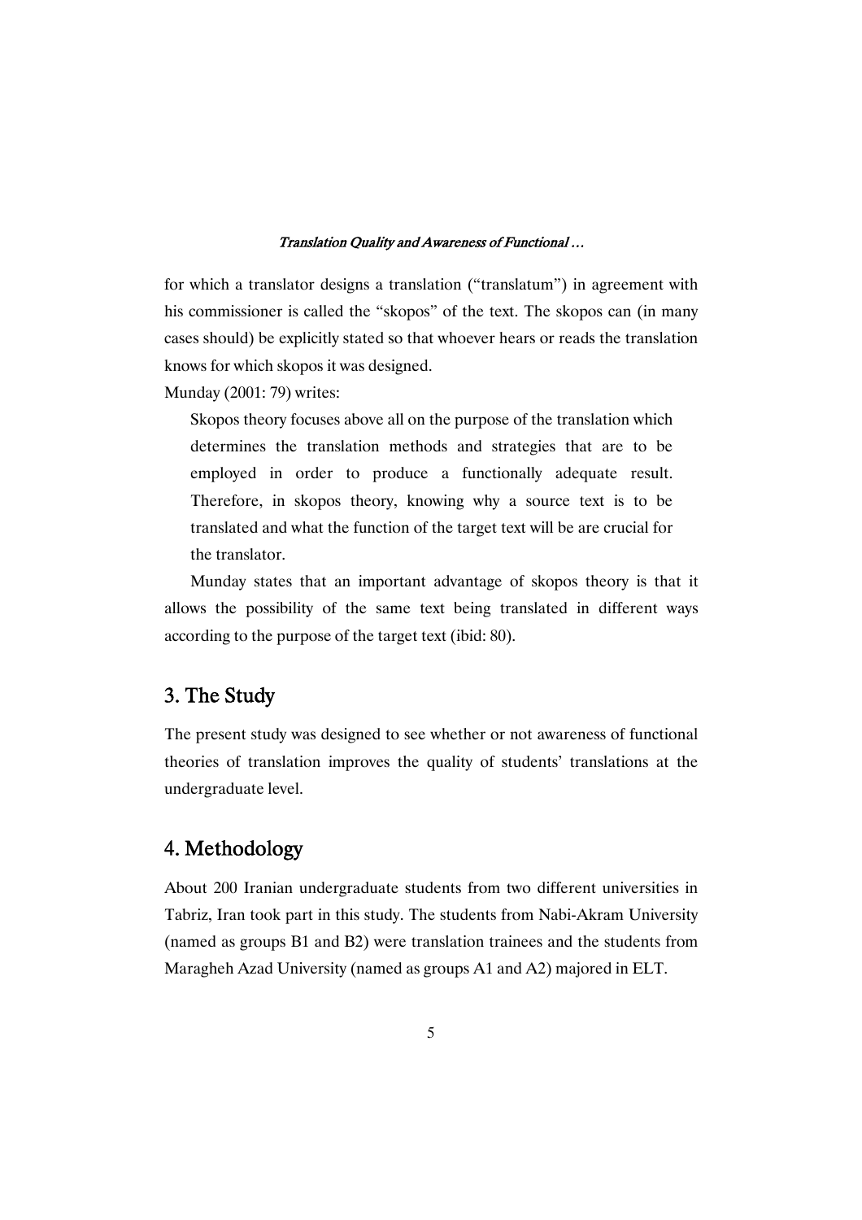for which a translator designs a translation ("translatum") in agreement with his commissioner is called the "skopos" of the text. The skopos can (in many cases should) be explicitly stated so that whoever hears or reads the translation knows for which skopos it was designed.

Munday (2001: 79) writes:

> Skopos theory focuses above all on the purpose of the translation which determines the translation methods and strategies that are to be employed in order to produce a functionally adequate result. Therefore, in skopos theory, knowing why a source text is to be translated and what the function of the target text will be are crucial for the translator.

Munday states that an important advantage of skopos theory is that it allows the possibility of the same text being translated in different ways according to the purpose of the target text (ibid: 80).

## 3. The Study

The present study was designed to see whether or not awareness of functional theories of translation improves the quality of students' translations at the undergraduate level.

## 4. Methodology

About 200 Iranian undergraduate students from two different universities in Tabriz, Iran took part in this study. The students from Nabi-Akram University (named as groups B1 and B2) were translation trainees and the students from Maragheh Azad University (named as groups A1 and A2) majored in ELT.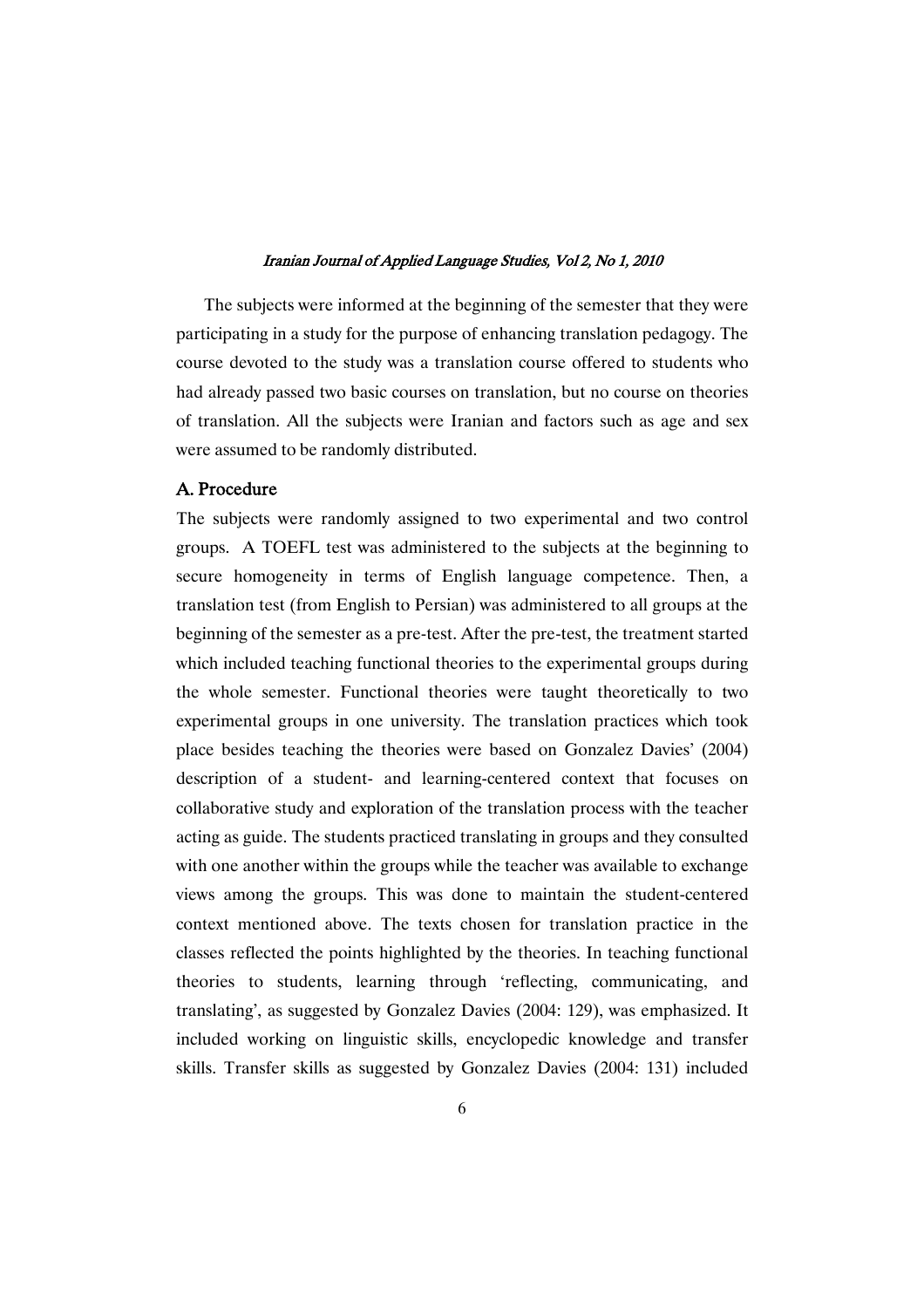The subjects were informed at the beginning of the semester that they were participating in a study for the purpose of enhancing translation pedagogy. The course devoted to the study was a translation course offered to students who had already passed two basic courses on translation, but no course on theories of translation. All the subjects were Iranian and factors such as age and sex were assumed to be randomly distributed.

### A. Procedure

The subjects were randomly assigned to two experimental and two control groups. A TOEFL test was administered to the subjects at the beginning to secure homogeneity in terms of English language competence. Then, a translation test (from English to Persian) was administered to all groups at the beginning of the semester as a pre-test. After the pre-test, the treatment started which included teaching functional theories to the experimental groups during the whole semester. Functional theories were taught theoretically to two experimental groups in one university. The translation practices which took place besides teaching the theories were based on Gonzalez Davies' (2004) description of a student- and learning-centered context that focuses on collaborative study and exploration of the translation process with the teacher acting as guide. The students practiced translating in groups and they consulted with one another within the groups while the teacher was available to exchange views among the groups. This was done to maintain the student-centered context mentioned above. The texts chosen for translation practice in the classes reflected the points highlighted by the theories. In teaching functional theories to students, learning through 'reflecting, communicating, and translating', as suggested by Gonzalez Davies (2004: 129), was emphasized. It included working on linguistic skills, encyclopedic knowledge and transfer skills. Transfer skills as suggested by Gonzalez Davies (2004: 131) included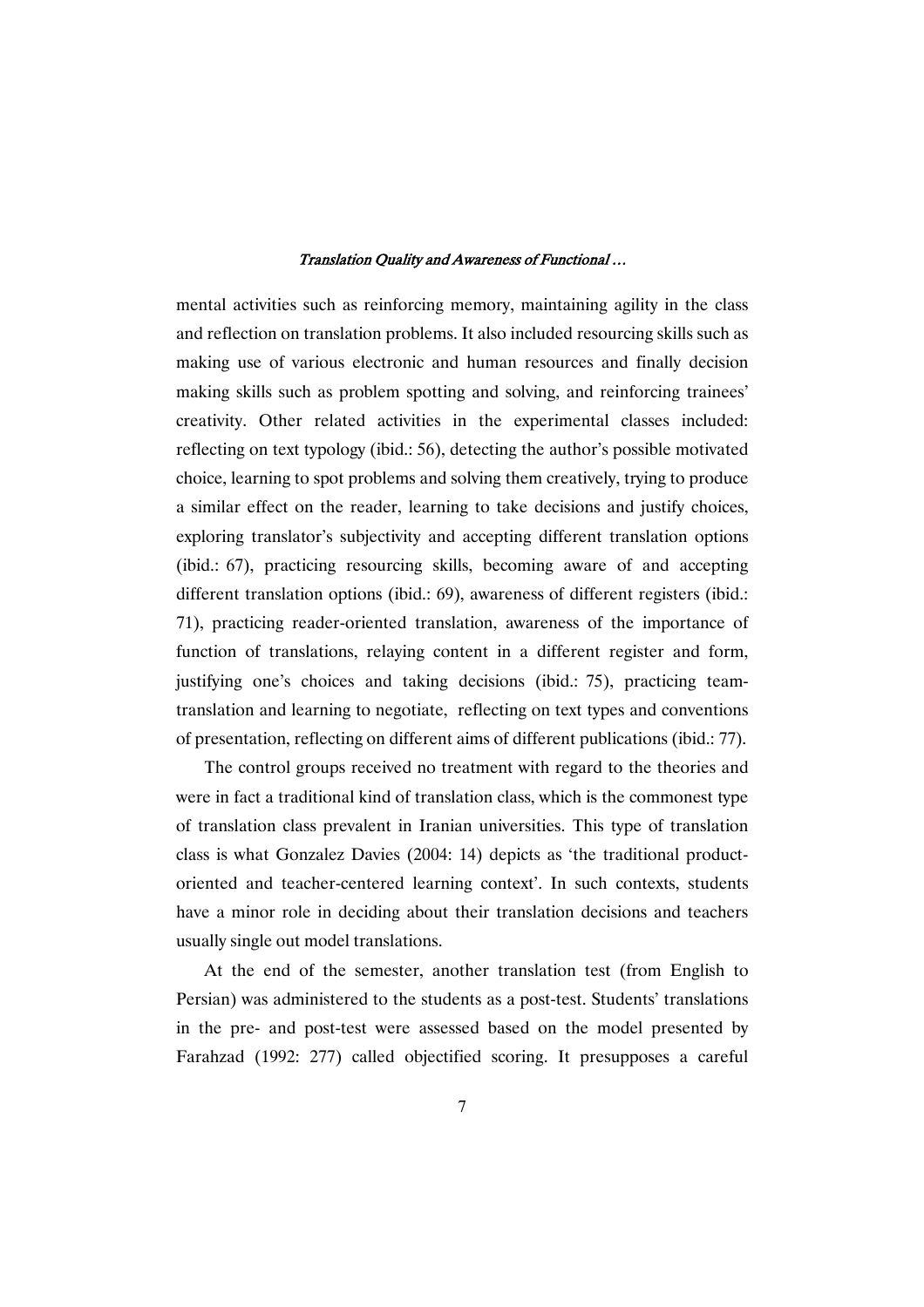mental activities such as reinforcing memory, maintaining agility in the class and reflection on translation problems. It also included resourcing skills such as making use of various electronic and human resources and finally decision making skills such as problem spotting and solving, and reinforcing trainees' creativity. Other related activities in the experimental classes included: reflecting on text typology (ibid.: 56), detecting the author's possible motivated choice, learning to spot problems and solving them creatively, trying to produce a similar effect on the reader, learning to take decisions and justify choices, exploring translator's subjectivity and accepting different translation options (ibid.: 67), practicing resourcing skills, becoming aware of and accepting different translation options (ibid.: 69), awareness of different registers (ibid.: 71), practicing reader-oriented translation, awareness of the importance of function of translations, relaying content in a different register and form, justifying one's choices and taking decisions (ibid.: 75), practicing team-translation and learning to negotiate, reflecting on text types and conventions of presentation, reflecting on different aims of different publications (ibid.: 77).

The control groups received no treatment with regard to the theories and were in fact a traditional kind of translation class, which is the commonest type of translation class prevalent in Iranian universities. This type of translation class is what Gonzalez Davies (2004: 14) depicts as 'the traditional product-oriented and teacher-centered learning context'. In such contexts, students have a minor role in deciding about their translation decisions and teachers usually single out model translations.

At the end of the semester, another translation test (from English to Persian) was administered to the students as a post-test. Students' translations in the pre- and post-test were assessed based on the model presented by Farahzad (1992: 277) called objectified scoring. It presupposes a careful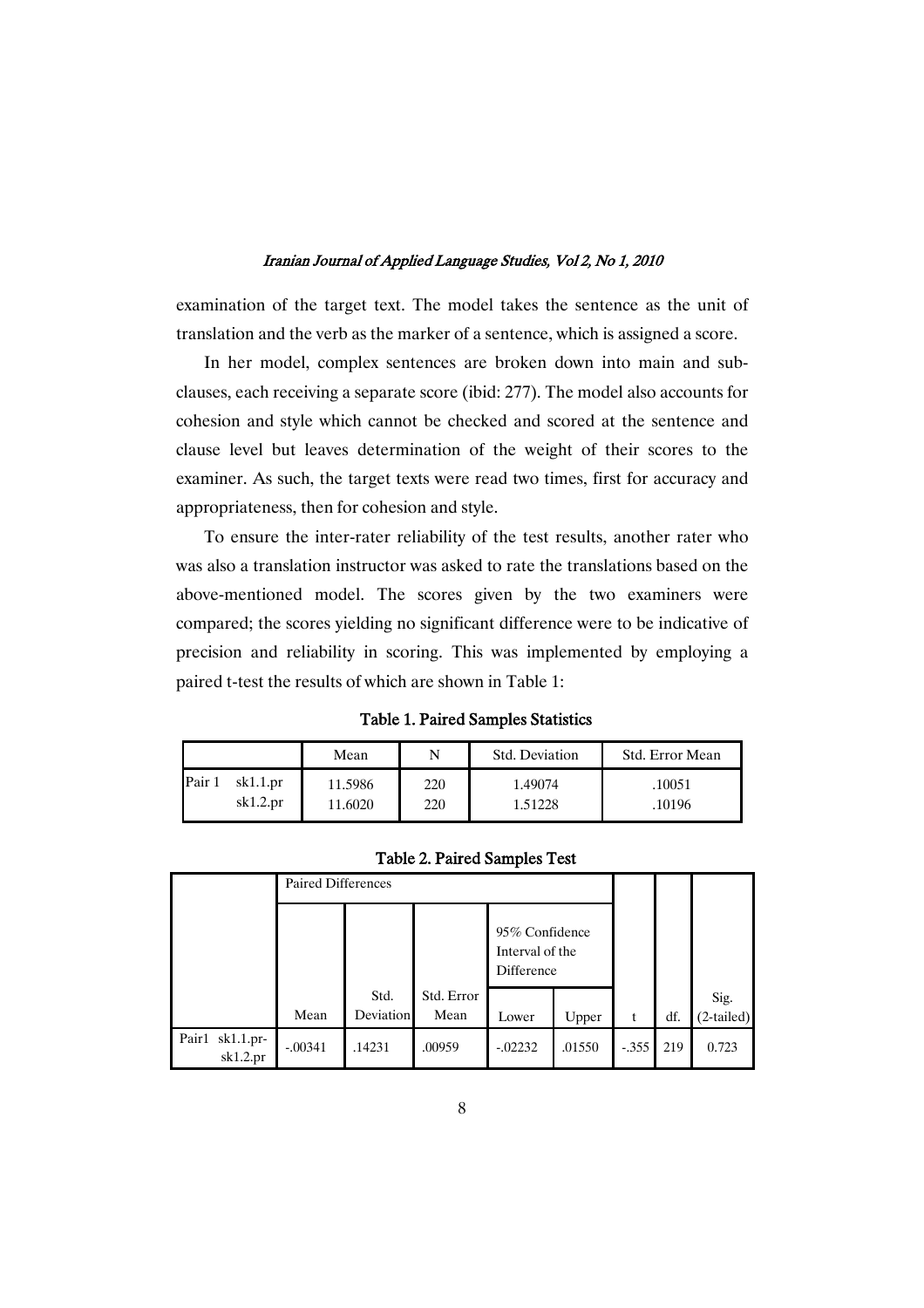examination of the target text. The model takes the sentence as the unit of translation and the verb as the marker of a sentence, which is assigned a score.

In her model, complex sentences are broken down into main and sub-clauses, each receiving a separate score (ibid: 277). The model also accounts for cohesion and style which cannot be checked and scored at the sentence and clause level but leaves determination of the weight of their scores to the examiner. As such, the target texts were read two times, first for accuracy and appropriateness, then for cohesion and style.

To ensure the inter-rater reliability of the test results, another rater who was also a translation instructor was asked to rate the translations based on the above-mentioned model. The scores given by the two examiners were compared; the scores yielding no significant difference were to be indicative of precision and reliability in scoring. This was implemented by employing a paired t-test the results of which are shown in Table 1:

**Table 1. Paired Samples Statistics**

| | | Mean | N | Std. Deviation | Std. Error Mean |
|---|---|---|---|---|---|
| Pair 1 | sk1.1.pr | 11.5986 | 220 | 1.49074 | .10051 |
| | sk1.2.pr | 11.6020 | 220 | 1.51228 | .10196 |

**Table 2. Paired Samples Test**

| | Paired Differences | | | | | | | |
|---|---|---|---|---|---|---|---|---|
| | | | | 95% Confidence Interval of the Difference | | | | |
| | Mean | Std. Deviation | Std. Error Mean | Lower | Upper | t | df. | Sig. (2-tailed) |
| Pair1 sk1.1.pr-sk1.2.pr | -.00341 | .14231 | .00959 | -.02232 | .01550 | -.355 | 219 | 0.723 |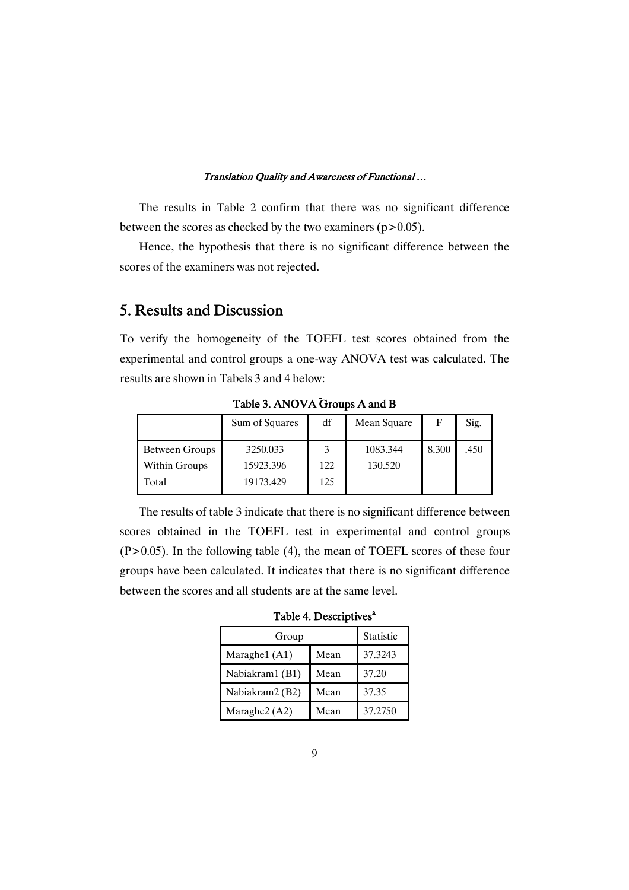The results in Table 2 confirm that there was no significant difference between the scores as checked by the two examiners ($p>0.05$).

Hence, the hypothesis that there is no significant difference between the scores of the examiners was not rejected.

## 5. Results and Discussion

To verify the homogeneity of the TOEFL test scores obtained from the experimental and control groups a one-way ANOVA test was calculated. The results are shown in Tabels 3 and 4 below:

**Table 3. ANOVA Groups A and B**

| | Sum of Squares | df | Mean Square | F | Sig. |
|---|---|---|---|---|---|
| Between Groups | 3250.033 | 3 | 1083.344 | 8.300 | .450 |
| Within Groups | 15923.396 | 122 | 130.520 | | |
| Total | 19173.429 | 125 | | | |

The results of table 3 indicate that there is no significant difference between scores obtained in the TOEFL test in experimental and control groups ($P>0.05$). In the following table (4), the mean of TOEFL scores of these four groups have been calculated. It indicates that there is no significant difference between the scores and all students are at the same level.

**Table 4. Descriptives[a]**

| Group | | Statistic |
|---|---|---|
| Maraghe1 (A1) | Mean | 37.3243 |
| Nabiakram1 (B1) | Mean | 37.20 |
| Nabiakram2 (B2) | Mean | 37.35 |
| Maraghe2 (A2) | Mean | 37.2750 |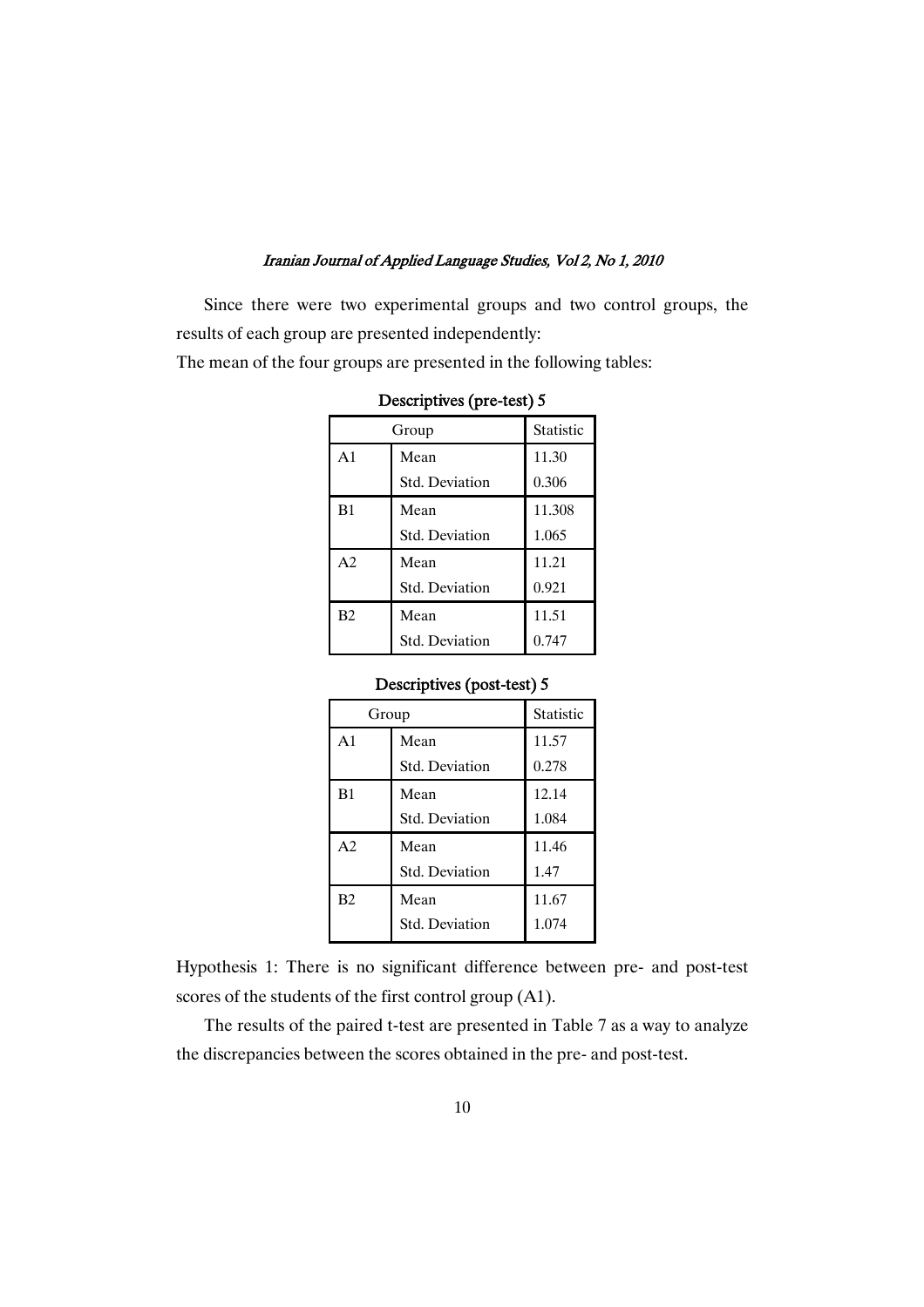Since there were two experimental groups and two control groups, the results of each group are presented independently:

The mean of the four groups are presented in the following tables:

**Descriptives (pre-test) 5**

| Group | | Statistic |
|---|---|---|
| A1 | Mean | 11.30 |
| | Std. Deviation | 0.306 |
| B1 | Mean | 11.308 |
| | Std. Deviation | 1.065 |
| A2 | Mean | 11.21 |
| | Std. Deviation | 0.921 |
| B2 | Mean | 11.51 |
| | Std. Deviation | 0.747 |

**Descriptives (post-test) 5**

| Group | | Statistic |
|---|---|---|
| A1 | Mean | 11.57 |
| | Std. Deviation | 0.278 |
| B1 | Mean | 12.14 |
| | Std. Deviation | 1.084 |
| A2 | Mean | 11.46 |
| | Std. Deviation | 1.47 |
| B2 | Mean | 11.67 |
| | Std. Deviation | 1.074 |

Hypothesis 1: There is no significant difference between pre- and post-test scores of the students of the first control group (A1).

The results of the paired t-test are presented in Table 7 as a way to analyze the discrepancies between the scores obtained in the pre- and post-test.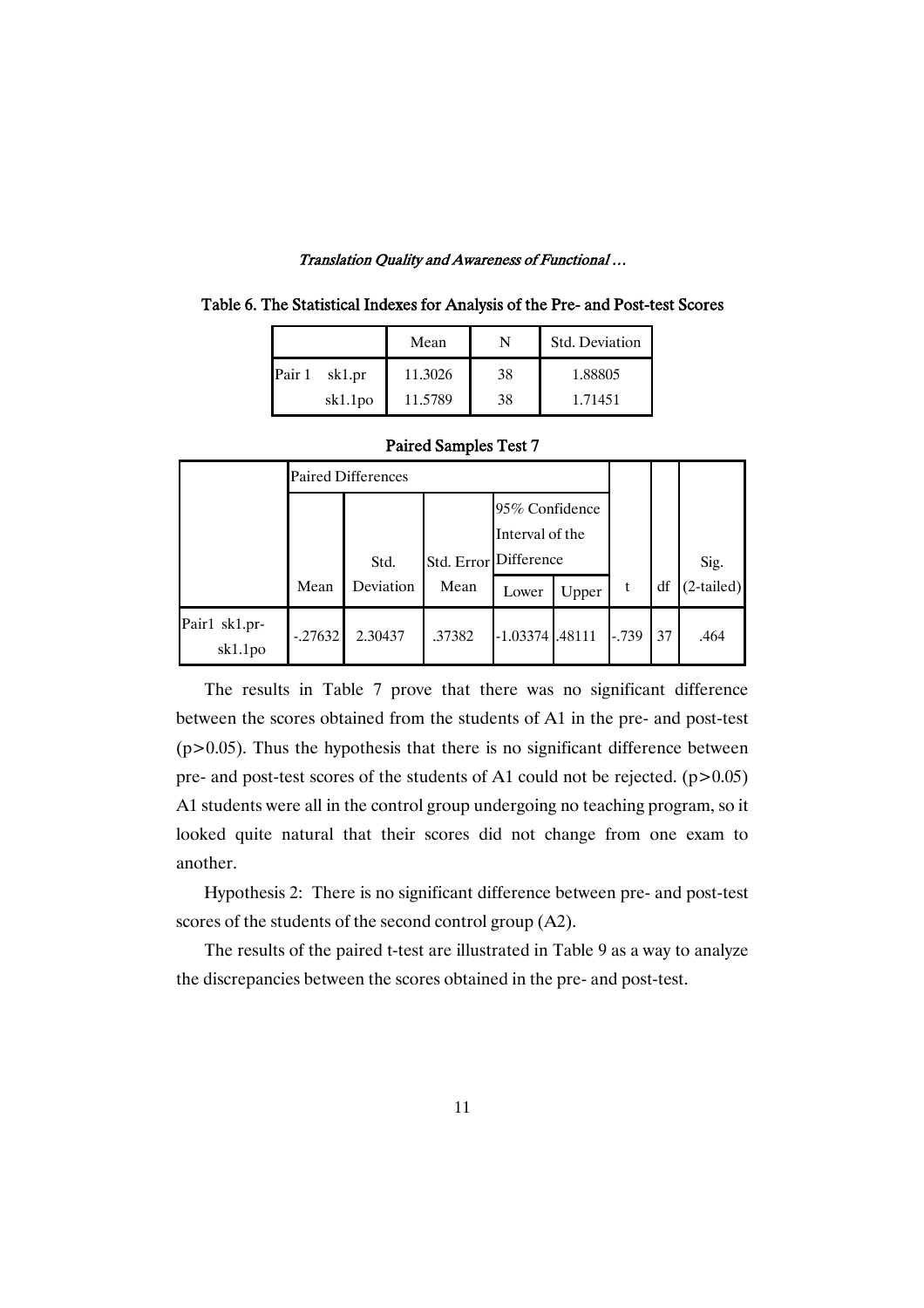**Table 6. The Statistical Indexes for Analysis of the Pre- and Post-test Scores**

| | | Mean | N | Std. Deviation |
|---|---|---|---|---|
| Pair 1 | sk1.pr | 11.3026 | 38 | 1.88805 |
| | sk1.1po | 11.5789 | 38 | 1.71451 |

**Paired Samples Test 7**

| | Paired Differences | | | | | t | df | Sig. (2-tailed) |
|---|---|---|---|---|---|---|---|---|
| | Mean | Std. Deviation | Std. Error Mean | 95% Confidence Interval of the Difference | | | | |
| | | | | Lower | Upper | | | |
| Pair1 sk1.pr-sk1.1po | -.27632 | 2.30437 | .37382 | -1.03374 | .48111 | -.739 | 37 | .464 |

The results in Table 7 prove that there was no significant difference between the scores obtained from the students of A1 in the pre- and post-test ($p>0.05$). Thus the hypothesis that there is no significant difference between pre- and post-test scores of the students of A1 could not be rejected. ($p>0.05$) A1 students were all in the control group undergoing no teaching program, so it looked quite natural that their scores did not change from one exam to another.

Hypothesis 2: There is no significant difference between pre- and post-test scores of the students of the second control group (A2).

The results of the paired t-test are illustrated in Table 9 as a way to analyze the discrepancies between the scores obtained in the pre- and post-test.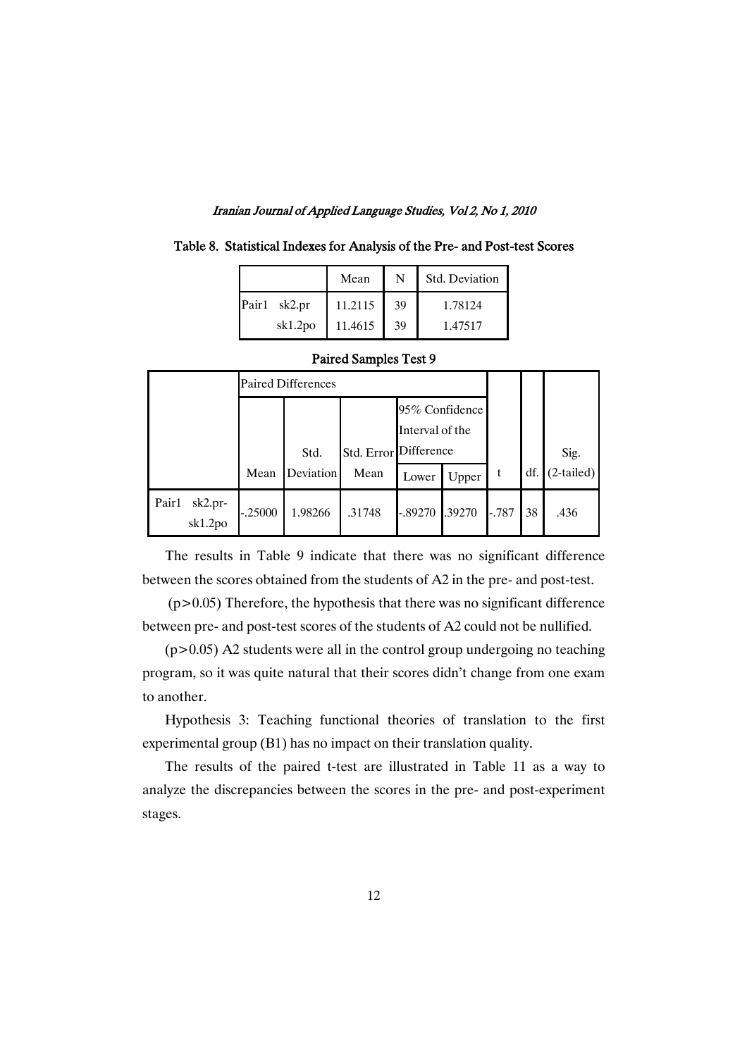Table 8. Statistical Indexes for Analysis of the Pre- and Post-test Scores

| | | Mean | N | Std. Deviation |
|---|---|---|---|---|
| Pair1 | sk2.pr | 11.2115 | 39 | 1.78124 |
| | sk1.2po | 11.4615 | 39 | 1.47517 |

Paired Samples Test 9

| | Paired Differences | | | | | t | df. | Sig. (2-tailed) |
|---|---|---|---|---|---|---|---|---|
| | Mean | Std. Deviation | Std. Error Mean | 95% Confidence Interval of the Difference | | | | |
| | | | | Lower | Upper | | | |
| Pair1 sk2.pr-sk1.2po | -.25000 | 1.98266 | .31748 | -.89270 | .39270 | -.787 | 38 | .436 |

The results in Table 9 indicate that there was no significant difference between the scores obtained from the students of A2 in the pre- and post-test.

($p>0.05$) Therefore, the hypothesis that there was no significant difference between pre- and post-test scores of the students of A2 could not be nullified.

($p>0.05$) A2 students were all in the control group undergoing no teaching program, so it was quite natural that their scores didn't change from one exam to another.

Hypothesis 3: Teaching functional theories of translation to the first experimental group (B1) has no impact on their translation quality.

The results of the paired t-test are illustrated in Table 11 as a way to analyze the discrepancies between the scores in the pre- and post-experiment stages.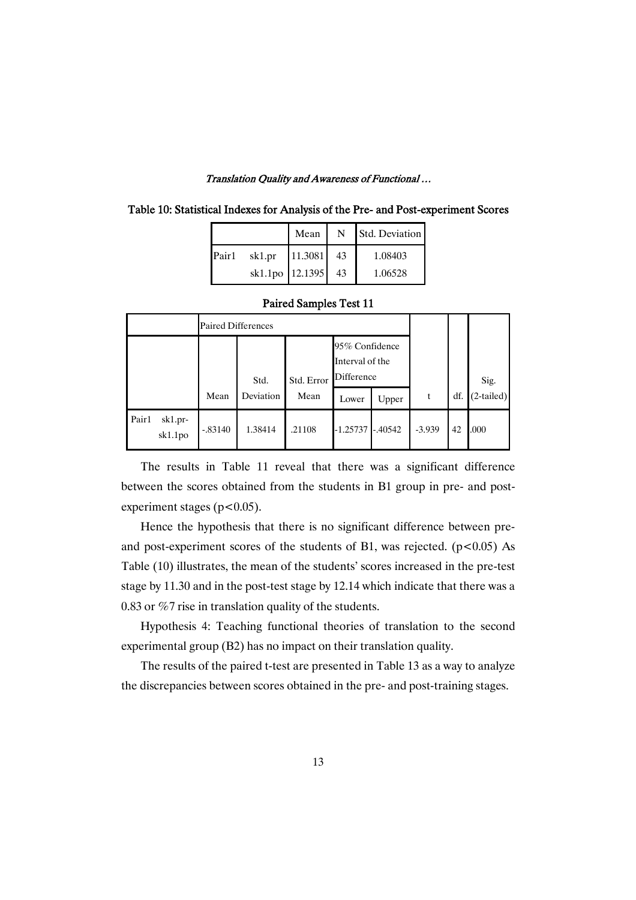Table 10: Statistical Indexes for Analysis of the Pre- and Post-experiment Scores

| | | Mean | N | Std. Deviation |
|---|---|---|---|---|
| Pair1 | sk1.pr | 11.3081 | 43 | 1.08403 |
| | sk1.1po | 12.1395 | 43 | 1.06528 |

Paired Samples Test 11

| | Paired Differences | | | | | t | df. | Sig. (2-tailed) |
|---|---|---|---|---|---|---|---|---|
| | Mean | Std. Deviation | Std. Error Mean | 95% Confidence Interval of the Difference | | | | |
| | | | | Lower | Upper | | | |
| Pair1 sk1.pr-sk1.1po | -.83140 | 1.38414 | .21108 | -1.25737 | -.40542 | -3.939 | 42 | .000 |

The results in Table 11 reveal that there was a significant difference between the scores obtained from the students in B1 group in pre- and post-experiment stages ($p<0.05$).

Hence the hypothesis that there is no significant difference between pre- and post-experiment scores of the students of B1, was rejected. ($p<0.05$) As Table (10) illustrates, the mean of the students' scores increased in the pre-test stage by 11.30 and in the post-test stage by 12.14 which indicate that there was a 0.83 or %7 rise in translation quality of the students.

Hypothesis 4: Teaching functional theories of translation to the second experimental group (B2) has no impact on their translation quality.

The results of the paired t-test are presented in Table 13 as a way to analyze the discrepancies between scores obtained in the pre- and post-training stages.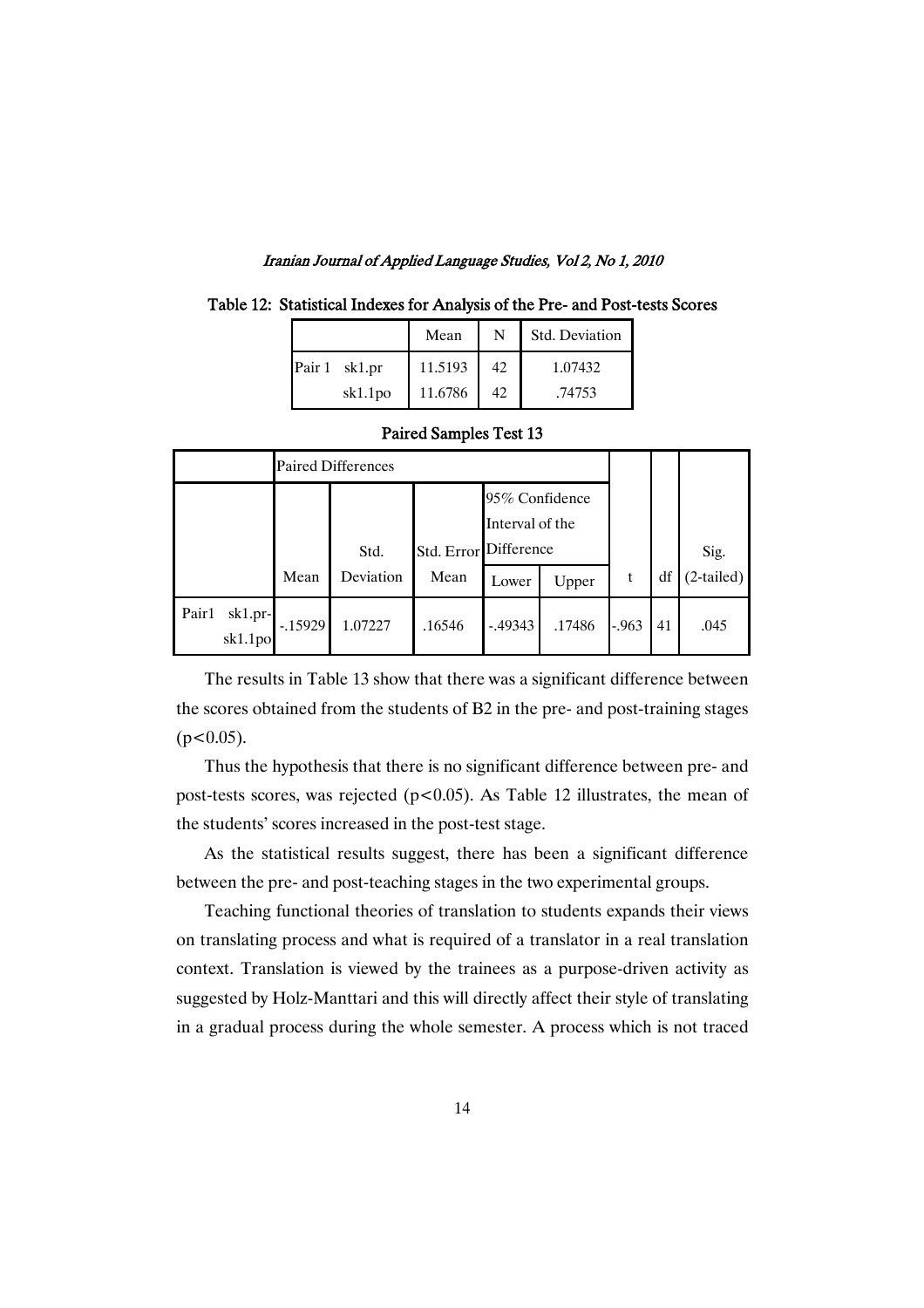**Table 12: Statistical Indexes for Analysis of the Pre- and Post-tests Scores**

| | | Mean | N | Std. Deviation |
|---|---|---|---|---|
| Pair 1 | sk1.pr | 11.5193 | 42 | 1.07432 |
| | sk1.1po | 11.6786 | 42 | .74753 |

**Paired Samples Test 13**

| | Paired Differences | | | | | t | df | Sig. (2-tailed) |
|---|---|---|---|---|---|---|---|---|
| | Mean | Std. Deviation | Std. Error Mean | 95% Confidence Interval of the Difference | | | | |
| | | | | Lower | Upper | | | |
| Pair1 sk1.pr-sk1.1po | -.15929 | 1.07227 | .16546 | -.49343 | .17486 | -.963 | 41 | .045 |

The results in Table 13 show that there was a significant difference between the scores obtained from the students of B2 in the pre- and post-training stages ($p<0.05$).

Thus the hypothesis that there is no significant difference between pre- and post-tests scores, was rejected ($p<0.05$). As Table 12 illustrates, the mean of the students' scores increased in the post-test stage.

As the statistical results suggest, there has been a significant difference between the pre- and post-teaching stages in the two experimental groups.

Teaching functional theories of translation to students expands their views on translating process and what is required of a translator in a real translation context. Translation is viewed by the trainees as a purpose-driven activity as suggested by Holz-Manttari and this will directly affect their style of translating in a gradual process during the whole semester. A process which is not traced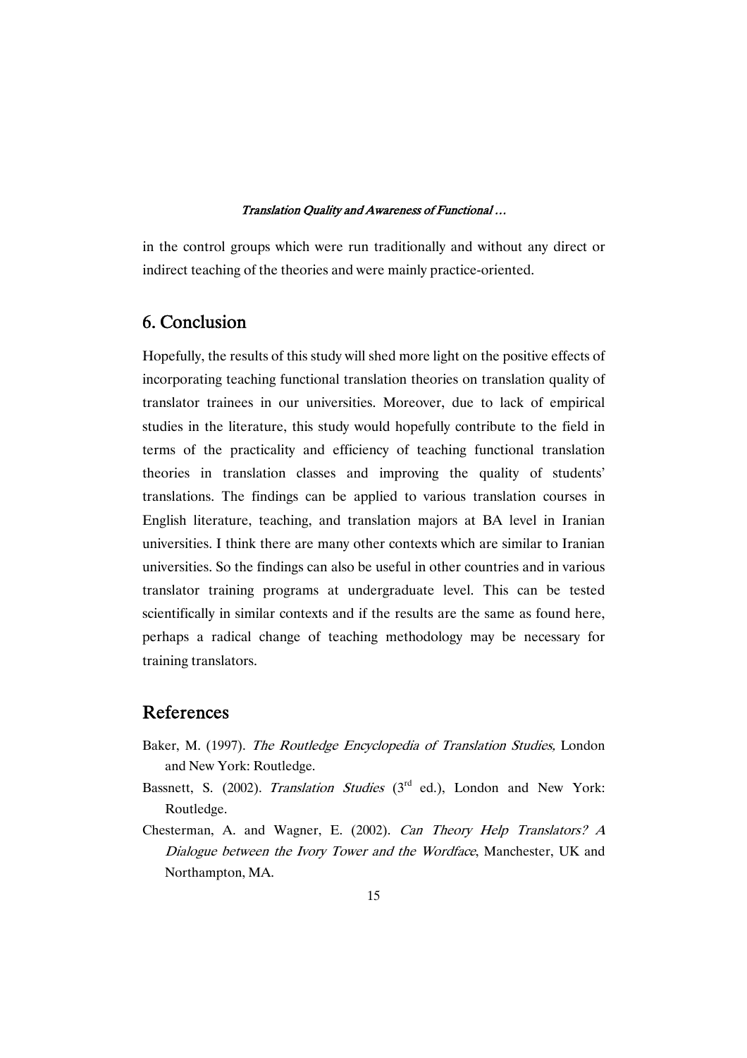in the control groups which were run traditionally and without any direct or indirect teaching of the theories and were mainly practice-oriented.

## 6. Conclusion

Hopefully, the results of this study will shed more light on the positive effects of incorporating teaching functional translation theories on translation quality of translator trainees in our universities. Moreover, due to lack of empirical studies in the literature, this study would hopefully contribute to the field in terms of the practicality and efficiency of teaching functional translation theories in translation classes and improving the quality of students' translations. The findings can be applied to various translation courses in English literature, teaching, and translation majors at BA level in Iranian universities. I think there are many other contexts which are similar to Iranian universities. So the findings can also be useful in other countries and in various translator training programs at undergraduate level. This can be tested scientifically in similar contexts and if the results are the same as found here, perhaps a radical change of teaching methodology may be necessary for training translators.

## References

Baker, M. (1997). *The Routledge Encyclopedia of Translation Studies,* London and New York: Routledge.

Bassnett, S. (2002). *Translation Studies* (3rd ed.), London and New York: Routledge.

Chesterman, A. and Wagner, E. (2002). *Can Theory Help Translators? A Dialogue between the Ivory Tower and the Wordface*, Manchester, UK and Northampton, MA.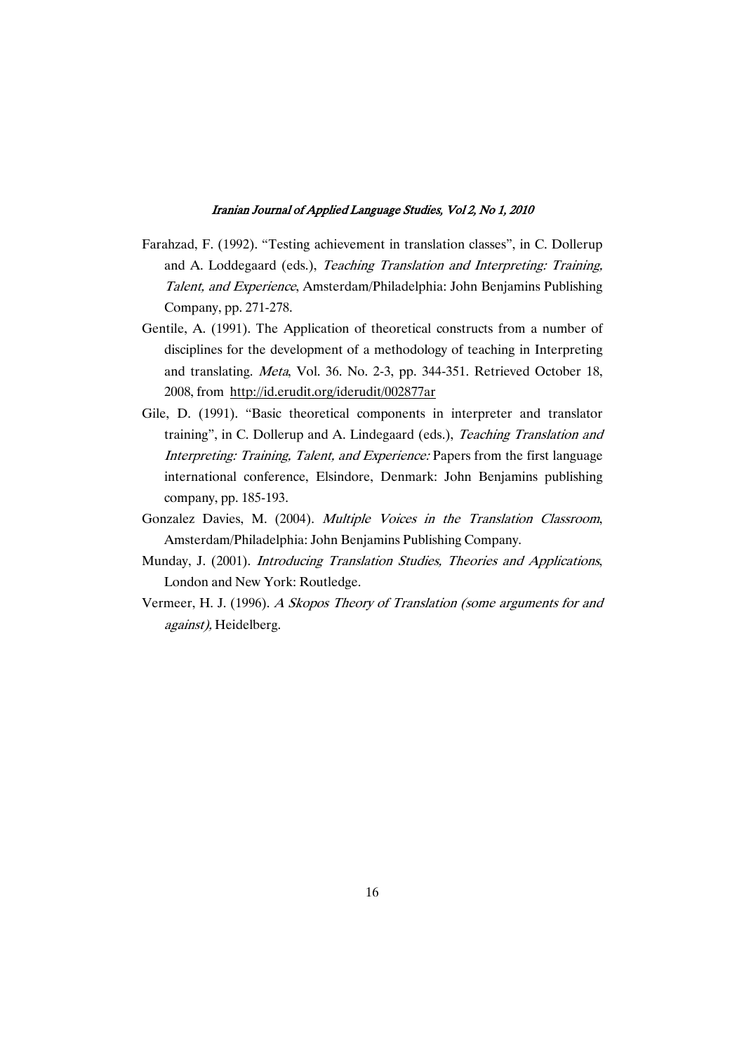Farahzad, F. (1992). “Testing achievement in translation classes”, in C. Dollerup and A. Loddegaard (eds.), *Teaching Translation and Interpreting: Training, Talent, and Experience*, Amsterdam/Philadelphia: John Benjamins Publishing Company, pp. 271-278.

Gentile, A. (1991). The Application of theoretical constructs from a number of disciplines for the development of a methodology of teaching in Interpreting and translating. *Meta*, Vol. 36. No. 2-3, pp. 344-351. Retrieved October 18, 2008, from http://id.erudit.org/iderudit/002877ar

Gile, D. (1991). “Basic theoretical components in interpreter and translator training”, in C. Dollerup and A. Lindegaard (eds.), *Teaching Translation and Interpreting: Training, Talent, and Experience:* Papers from the first language international conference, Elsindore, Denmark: John Benjamins publishing company, pp. 185-193.

Gonzalez Davies, M. (2004). *Multiple Voices in the Translation Classroom*, Amsterdam/Philadelphia: John Benjamins Publishing Company.

Munday, J. (2001). *Introducing Translation Studies, Theories and Applications*, London and New York: Routledge.

Vermeer, H. J. (1996). *A Skopos Theory of Translation (some arguments for and against),* Heidelberg.